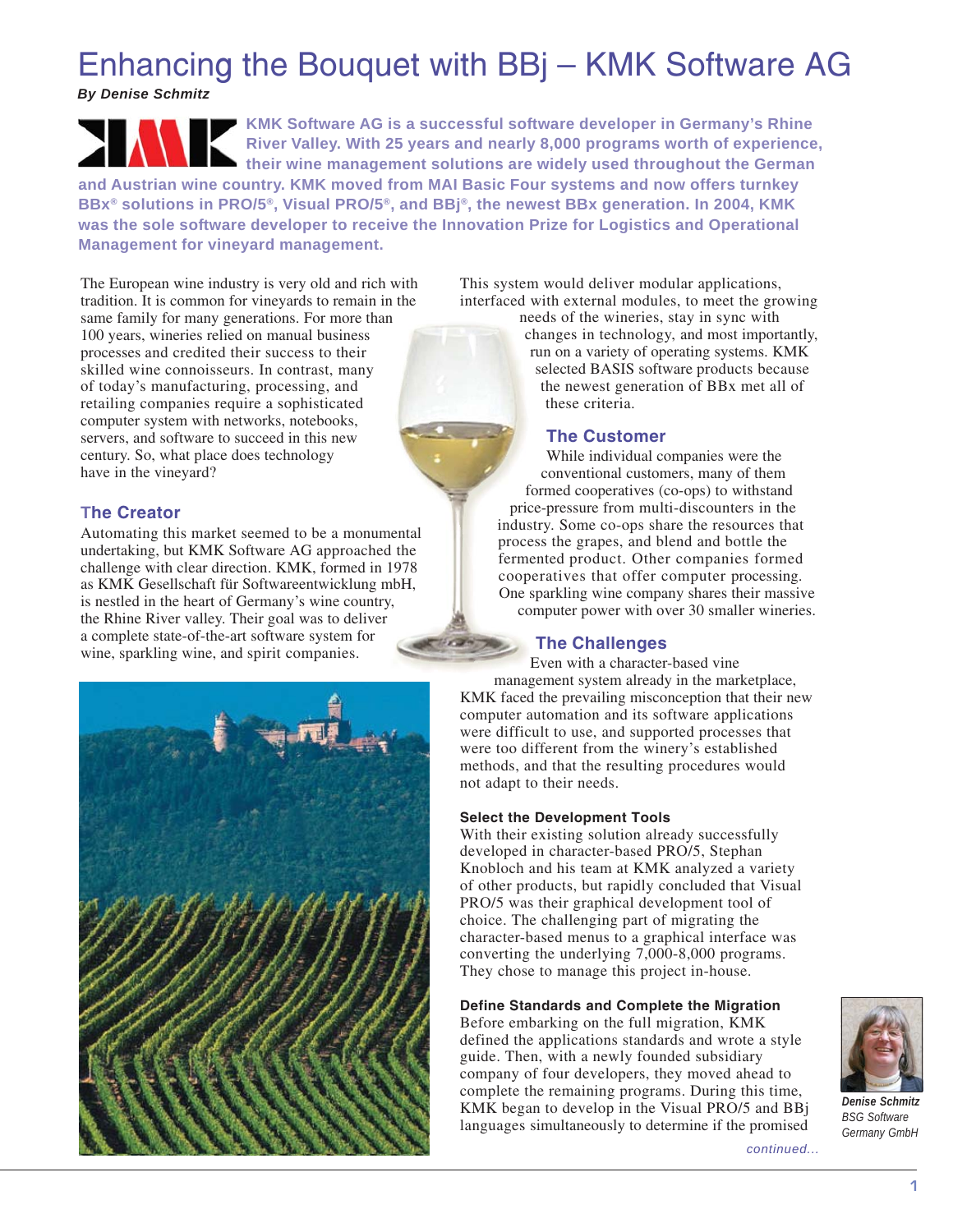# Enhancing the Bouquet with BBj – KMK Software AG

***By Denise Schmitz***

**KMK Software AG is a successful software developer in Germany's Rhine River Valley. With 25 years and nearly 8,000 programs worth of experience, their wine management solutions are widely used throughout the German and Austrian wine country. KMK moved from MAI Basic Four systems and now offers turnkey BBx® solutions in PRO/5®, Visual PRO/5®, and BBj®, the newest BBx generation. In 2004, KMK was the sole software developer to receive the Innovation Prize for Logistics and Operational Management for vineyard management.**

The European wine industry is very old and rich with tradition. It is common for vineyards to remain in the same family for many generations. For more than 100 years, wineries relied on manual business processes and credited their success to their skilled wine connoisseurs. In contrast, many of today's manufacturing, processing, and retailing companies require a sophisticated computer system with networks, notebooks, servers, and software to succeed in this new century. So, what place does technology have in the vineyard?

## The Creator

Automating this market seemed to be a monumental undertaking, but KMK Software AG approached the challenge with clear direction. KMK, formed in 1978 as KMK Gesellschaft für Softwareentwicklung mbH, is nestled in the heart of Germany's wine country, the Rhine River valley. Their goal was to deliver a complete state-of-the-art software system for wine, sparkling wine, and spirit companies.

This system would deliver modular applications, interfaced with external modules, to meet the growing needs of the wineries, stay in sync with changes in technology, and most importantly, run on a variety of operating systems. KMK selected BASIS software products because the newest generation of BBx met all of these criteria.

## The Customer

While individual companies were the conventional customers, many of them formed cooperatives (co-ops) to withstand price-pressure from multi-discounters in the industry. Some co-ops share the resources that process the grapes, and blend and bottle the fermented product. Other companies formed cooperatives that offer computer processing. One sparkling wine company shares their massive computer power with over 30 smaller wineries.

## The Challenges

Even with a character-based vine management system already in the marketplace, KMK faced the prevailing misconception that their new computer automation and its software applications were difficult to use, and supported processes that were too different from the winery's established methods, and that the resulting procedures would not adapt to their needs.

### Select the Development Tools

With their existing solution already successfully developed in character-based PRO/5, Stephan Knobloch and his team at KMK analyzed a variety of other products, but rapidly concluded that Visual PRO/5 was their graphical development tool of choice. The challenging part of migrating the character-based menus to a graphical interface was converting the underlying 7,000-8,000 programs. They chose to manage this project in-house.

### Define Standards and Complete the Migration

Before embarking on the full migration, KMK defined the applications standards and wrote a style guide. Then, with a newly founded subsidiary company of four developers, they moved ahead to complete the remaining programs. During this time, KMK began to develop in the Visual PRO/5 and BBj languages simultaneously to determine if the promised

*continued...*

***Denise Schmitz***
*BSG Software Germany GmbH*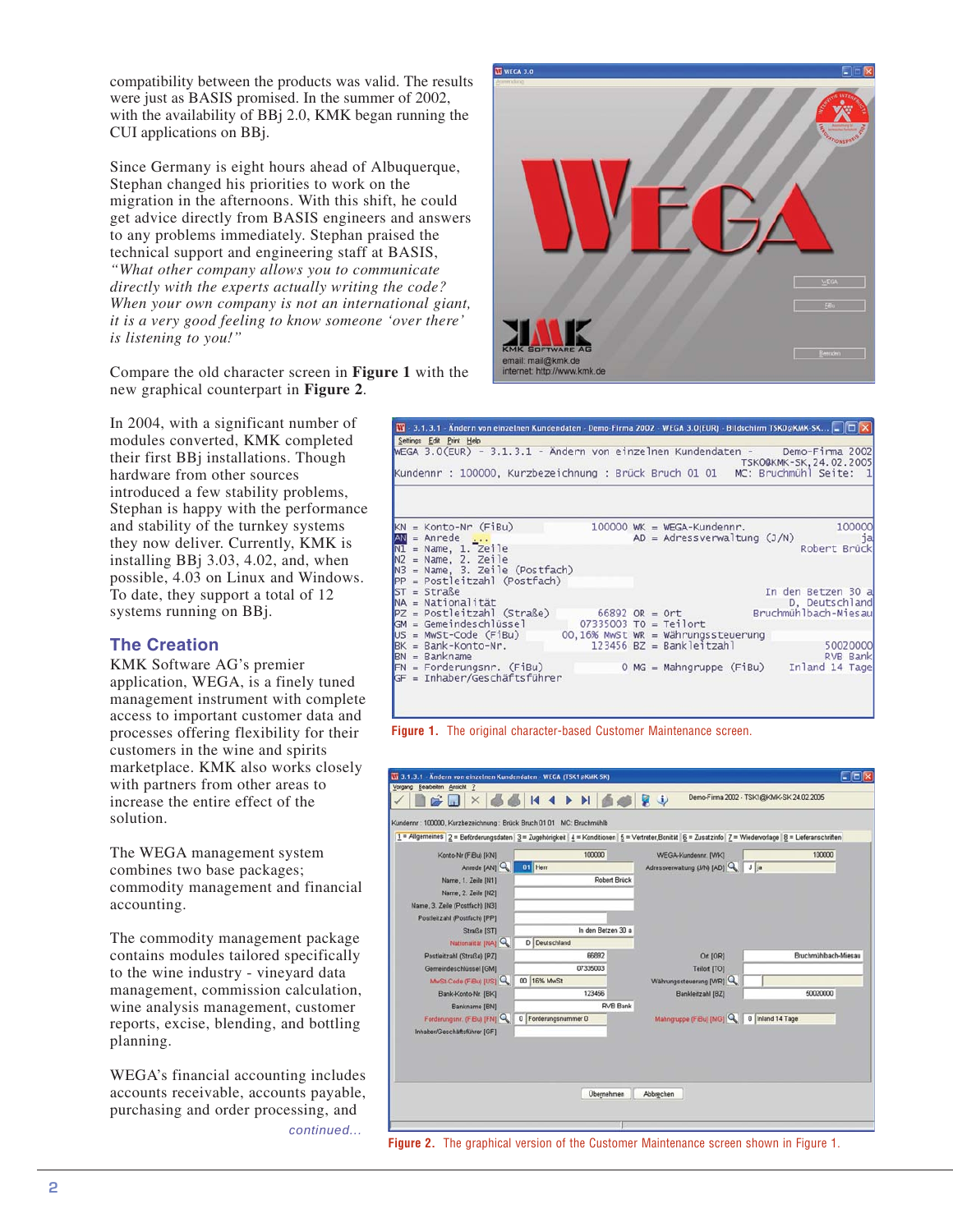compatibility between the products was valid. The results were just as BASIS promised. In the summer of 2002, with the availability of BBj 2.0, KMK began running the CUI applications on BBj.

Since Germany is eight hours ahead of Albuquerque, Stephan changed his priorities to work on the migration in the afternoons. With this shift, he could get advice directly from BASIS engineers and answers to any problems immediately. Stephan praised the technical support and engineering staff at BASIS, *"What other company allows you to communicate directly with the experts actually writing the code? When your own company is not an international giant, it is a very good feeling to know someone 'over there' is listening to you!"*

Compare the old character screen in **Figure 1** with the new graphical counterpart in **Figure 2**.

In 2004, with a significant number of modules converted, KMK completed their first BBj installations. Though hardware from other sources introduced a few stability problems, Stephan is happy with the performance and stability of the turnkey systems they now deliver. Currently, KMK is installing BBj 3.03, 4.02, and, when possible, 4.03 on Linux and Windows. To date, they support a total of 12 systems running on BBj.

## The Creation

KMK Software AG's premier application, WEGA, is a finely tuned management instrument with complete access to important customer data and processes offering flexibility for their customers in the wine and spirits marketplace. KMK also works closely with partners from other areas to increase the entire effect of the solution.

The WEGA management system combines two base packages; commodity management and financial accounting.

The commodity management package contains modules tailored specifically to the wine industry - vineyard data management, commission calculation, wine analysis management, customer reports, excise, blending, and bottling planning.

WEGA's financial accounting includes accounts receivable, accounts payable, purchasing and order processing, and

*continued...*

**Figure 1.** The original character-based Customer Maintenance screen.

**Figure 2.** The graphical version of the Customer Maintenance screen shown in Figure 1.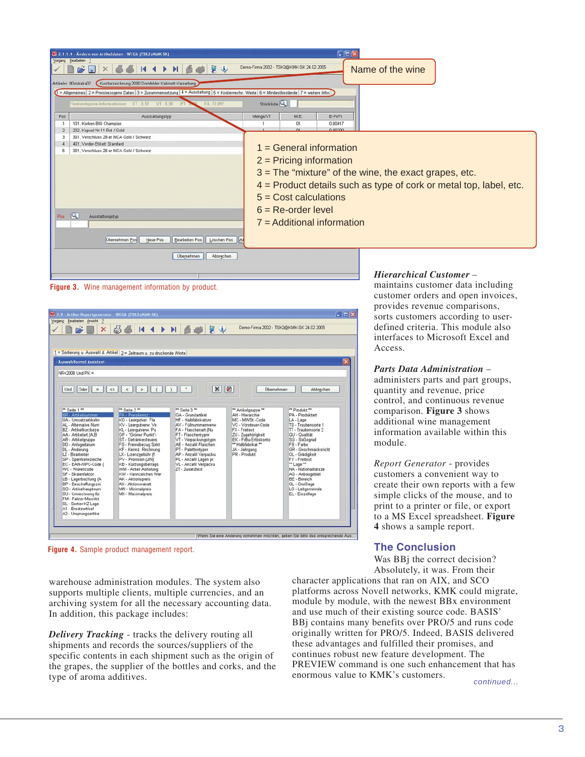Name of the wine

1 = General information
2 = Pricing information
3 = The "mixture" of the wine, the exact grapes, etc.
4 = Product details such as type of cork or metal top, label, etc.
5 = Cost calculations
6 = Re-order level
7 = Additional information

**Figure 3.** Wine management information by product.

**Figure 4.** Sample product management report.

warehouse administration modules. The system also supports multiple clients, multiple currencies, and an archiving system for all the necessary accounting data. In addition, this package includes:

***Delivery Tracking*** - tracks the delivery routing all shipments and records the sources/suppliers of the specific contents in each shipment such as the origin of the grapes, the supplier of the bottles and corks, and the type of aroma additives.

***Hierarchical Customer*** – maintains customer data including customer orders and open invoices, provides revenue comparisons, sorts customers according to user-defined criteria. This module also interfaces to Microsoft Excel and Access.

***Parts Data Administration*** – administers parts and part groups, quantity and revenue, price control, and continuous revenue comparison. **Figure 3** shows additional wine management information available within this module.

*Report Generator* - provides customers a convenient way to create their own reports with a few simple clicks of the mouse, and to print to a printer or file, or export to a MS Excel spreadsheet. **Figure 4** shows a sample report.

## The Conclusion

Was BBj the correct decision? Absolutely, it was. From their character applications that ran on AIX, and SCO platforms across Novell networks, KMK could migrate, module by module, with the newest BBx environment and use much of their existing source code. BASIS' BBj contains many benefits over PRO/5 and runs code originally written for PRO/5. Indeed, BASIS delivered these advantages and fulfilled their promises, and continues robust new feature development. The PREVIEW command is one such enhancement that has enormous value to KMK's customers.

*continued...*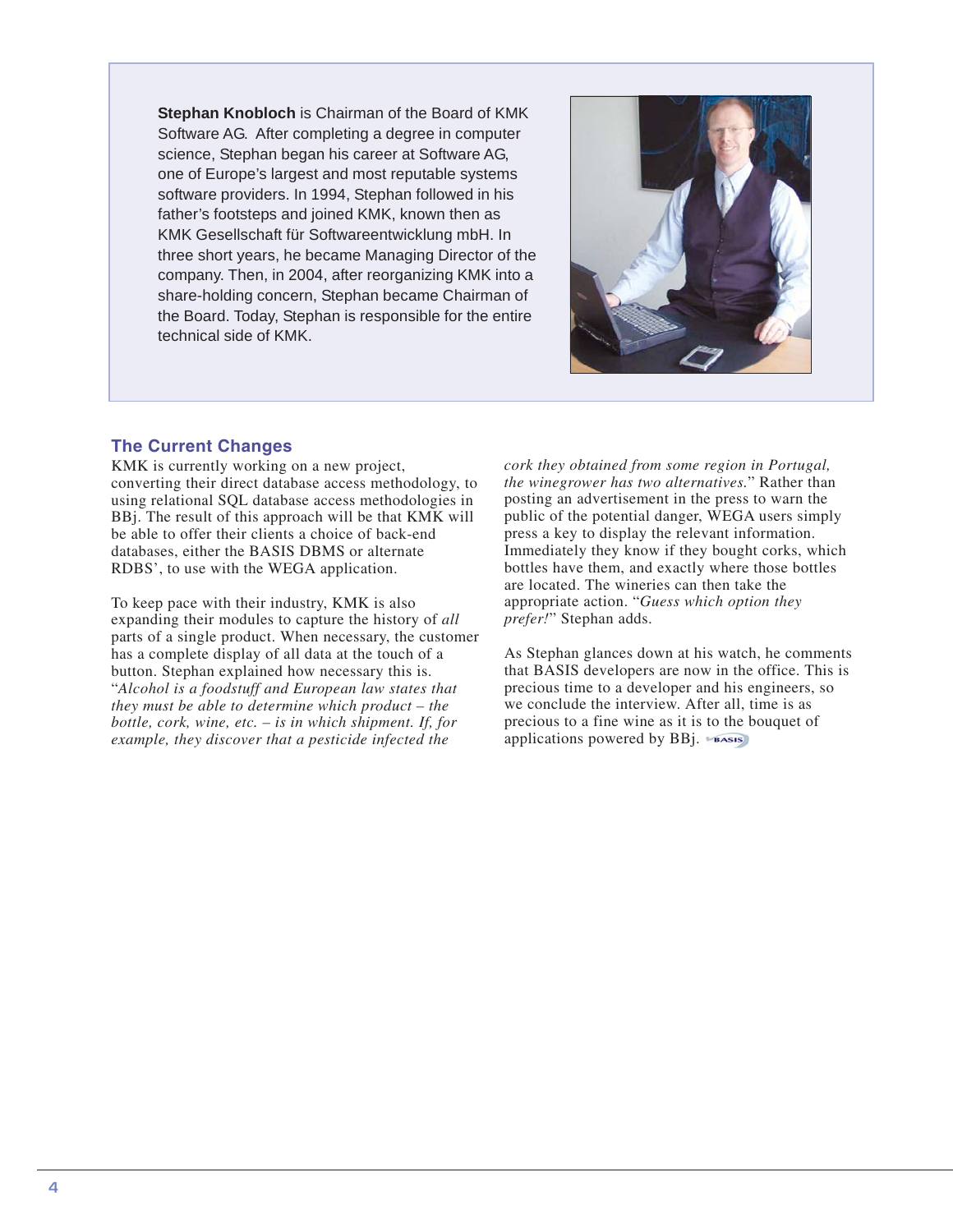**Stephan Knobloch** is Chairman of the Board of KMK Software AG. After completing a degree in computer science, Stephan began his career at Software AG, one of Europe's largest and most reputable systems software providers. In 1994, Stephan followed in his father's footsteps and joined KMK, known then as KMK Gesellschaft für Softwareentwicklung mbH. In three short years, he became Managing Director of the company. Then, in 2004, after reorganizing KMK into a share-holding concern, Stephan became Chairman of the Board. Today, Stephan is responsible for the entire technical side of KMK.

## The Current Changes

KMK is currently working on a new project, converting their direct database access methodology, to using relational SQL database access methodologies in BBj. The result of this approach will be that KMK will be able to offer their clients a choice of back-end databases, either the BASIS DBMS or alternate RDBS', to use with the WEGA application.

To keep pace with their industry, KMK is also expanding their modules to capture the history of *all* parts of a single product. When necessary, the customer has a complete display of all data at the touch of a button. Stephan explained how necessary this is. "*Alcohol is a foodstuff and European law states that they must be able to determine which product – the bottle, cork, wine, etc. – is in which shipment. If, for example, they discover that a pesticide infected the cork they obtained from some region in Portugal, the winegrower has two alternatives.*" Rather than posting an advertisement in the press to warn the public of the potential danger, WEGA users simply press a key to display the relevant information. Immediately they know if they bought corks, which bottles have them, and exactly where those bottles are located. The wineries can then take the appropriate action. "*Guess which option they prefer!*" Stephan adds.

As Stephan glances down at his watch, he comments that BASIS developers are now in the office. This is precious time to a developer and his engineers, so we conclude the interview. After all, time is as precious to a fine wine as it is to the bouquet of applications powered by BBj.